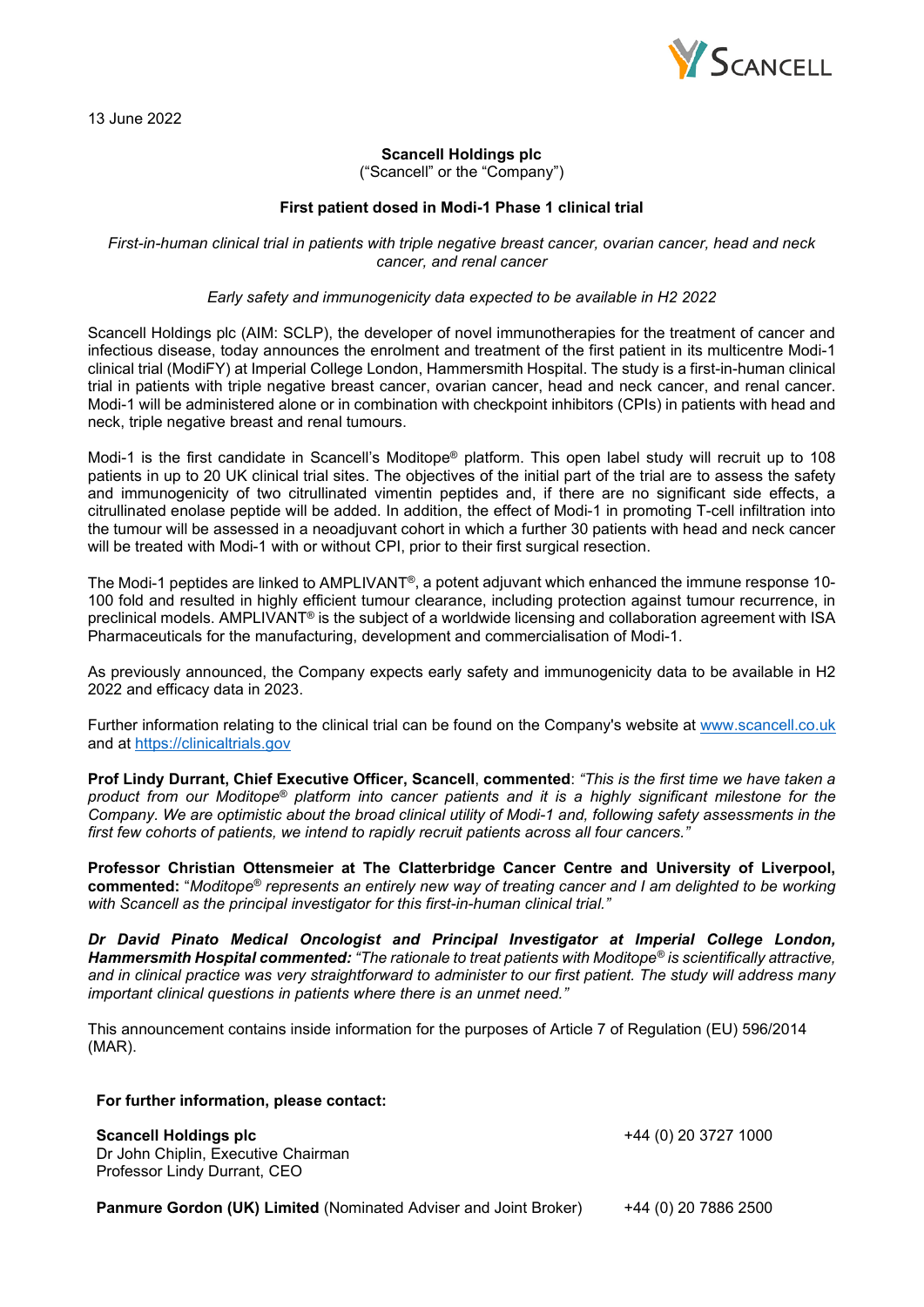13 June 2022

**Scancell Holdings plc**
("Scancell" or the "Company")

## First patient dosed in Modi-1 Phase 1 clinical trial

*First-in-human clinical trial in patients with triple negative breast cancer, ovarian cancer, head and neck cancer, and renal cancer*

*Early safety and immunogenicity data expected to be available in H2 2022*

Scancell Holdings plc (AIM: SCLP), the developer of novel immunotherapies for the treatment of cancer and infectious disease, today announces the enrolment and treatment of the first patient in its multicentre Modi-1 clinical trial (ModiFY) at Imperial College London, Hammersmith Hospital. The study is a first-in-human clinical trial in patients with triple negative breast cancer, ovarian cancer, head and neck cancer, and renal cancer. Modi-1 will be administered alone or in combination with checkpoint inhibitors (CPIs) in patients with head and neck, triple negative breast and renal tumours.

Modi-1 is the first candidate in Scancell's Moditope® platform. This open label study will recruit up to 108 patients in up to 20 UK clinical trial sites. The objectives of the initial part of the trial are to assess the safety and immunogenicity of two citrullinated vimentin peptides and, if there are no significant side effects, a citrullinated enolase peptide will be added. In addition, the effect of Modi-1 in promoting T-cell infiltration into the tumour will be assessed in a neoadjuvant cohort in which a further 30 patients with head and neck cancer will be treated with Modi-1 with or without CPI, prior to their first surgical resection.

The Modi-1 peptides are linked to AMPLIVANT®, a potent adjuvant which enhanced the immune response 10-100 fold and resulted in highly efficient tumour clearance, including protection against tumour recurrence, in preclinical models. AMPLIVANT® is the subject of a worldwide licensing and collaboration agreement with ISA Pharmaceuticals for the manufacturing, development and commercialisation of Modi-1.

As previously announced, the Company expects early safety and immunogenicity data to be available in H2 2022 and efficacy data in 2023.

Further information relating to the clinical trial can be found on the Company's website at www.scancell.co.uk and at https://clinicaltrials.gov

**Prof Lindy Durrant, Chief Executive Officer, Scancell**, **commented**: *"This is the first time we have taken a product from our Moditope® platform into cancer patients and it is a highly significant milestone for the Company. We are optimistic about the broad clinical utility of Modi-1 and, following safety assessments in the first few cohorts of patients, we intend to rapidly recruit patients across all four cancers."*

**Professor Christian Ottensmeier at The Clatterbridge Cancer Centre and University of Liverpool, commented:** "*Moditope® represents an entirely new way of treating cancer and I am delighted to be working with Scancell as the principal investigator for this first-in-human clinical trial."*

***Dr David Pinato Medical Oncologist and Principal Investigator at Imperial College London, Hammersmith Hospital commented:*** *"The rationale to treat patients with Moditope® is scientifically attractive, and in clinical practice was very straightforward to administer to our first patient. The study will address many important clinical questions in patients where there is an unmet need."*

This announcement contains inside information for the purposes of Article 7 of Regulation (EU) 596/2014 (MAR).

**For further information, please contact:**

| | |
|---|---|
| **Scancell Holdings plc**<br>Dr John Chiplin, Executive Chairman<br>Professor Lindy Durrant, CEO | +44 (0) 20 3727 1000 |
| **Panmure Gordon (UK) Limited** (Nominated Adviser and Joint Broker) | +44 (0) 20 7886 2500 |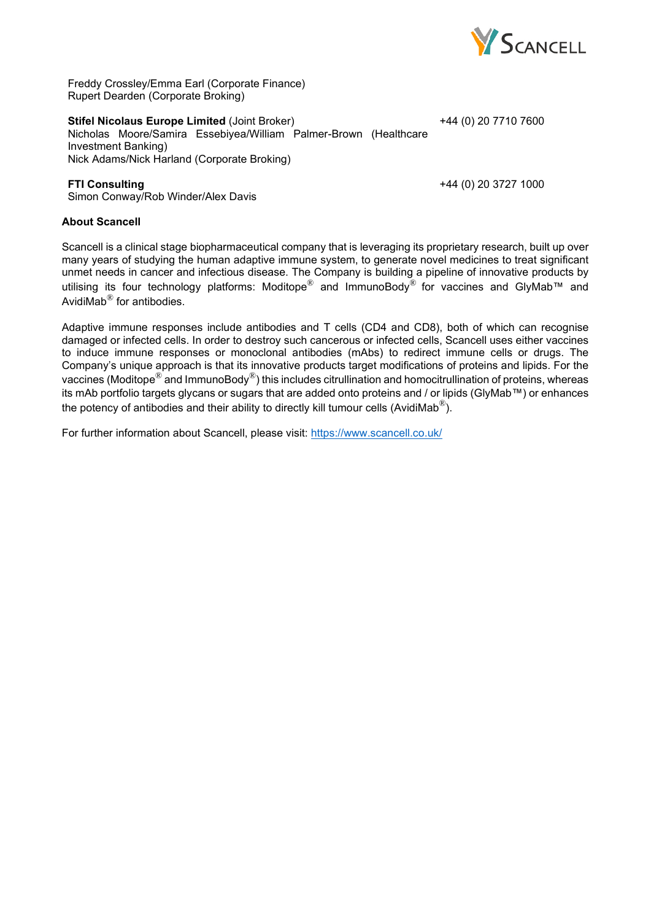Freddy Crossley/Emma Earl (Corporate Finance)
Rupert Dearden (Corporate Broking)

**Stifel Nicolaus Europe Limited** (Joint Broker) +44 (0) 20 7710 7600
Nicholas Moore/Samira Essebiyea/William Palmer-Brown (Healthcare Investment Banking)
Nick Adams/Nick Harland (Corporate Broking)

**FTI Consulting** +44 (0) 20 3727 1000
Simon Conway/Rob Winder/Alex Davis

**About Scancell**

Scancell is a clinical stage biopharmaceutical company that is leveraging its proprietary research, built up over many years of studying the human adaptive immune system, to generate novel medicines to treat significant unmet needs in cancer and infectious disease. The Company is building a pipeline of innovative products by utilising its four technology platforms: Moditope® and ImmunoBody® for vaccines and GlyMab™ and AvidiMab® for antibodies.

Adaptive immune responses include antibodies and T cells (CD4 and CD8), both of which can recognise damaged or infected cells. In order to destroy such cancerous or infected cells, Scancell uses either vaccines to induce immune responses or monoclonal antibodies (mAbs) to redirect immune cells or drugs. The Company's unique approach is that its innovative products target modifications of proteins and lipids. For the vaccines (Moditope® and ImmunoBody®) this includes citrullination and homocitrullination of proteins, whereas its mAb portfolio targets glycans or sugars that are added onto proteins and / or lipids (GlyMab™) or enhances the potency of antibodies and their ability to directly kill tumour cells (AvidiMab®).

For further information about Scancell, please visit: https://www.scancell.co.uk/